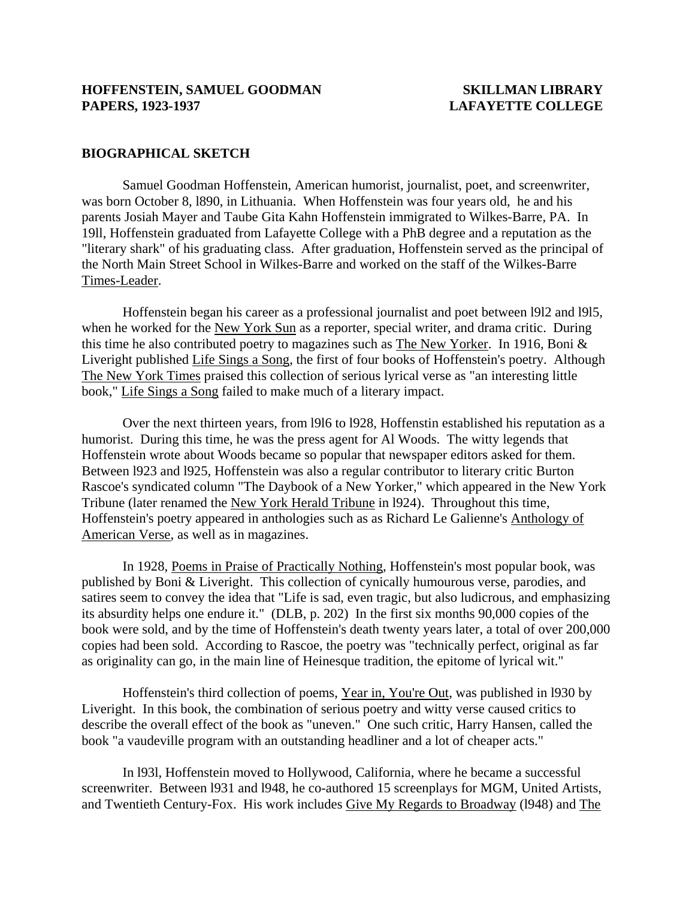**HOFFENSTEIN, SAMUEL GOODMAN PAPERS, 1923-1937**

**SKILLMAN LIBRARY LAFAYETTE COLLEGE**

## BIOGRAPHICAL SKETCH

Samuel Goodman Hoffenstein, American humorist, journalist, poet, and screenwriter, was born October 8, l890, in Lithuania. When Hoffenstein was four years old, he and his parents Josiah Mayer and Taube Gita Kahn Hoffenstein immigrated to Wilkes-Barre, PA. In 19ll, Hoffenstein graduated from Lafayette College with a PhB degree and a reputation as the "literary shark" of his graduating class. After graduation, Hoffenstein served as the principal of the North Main Street School in Wilkes-Barre and worked on the staff of the Wilkes-Barre Times-Leader.

Hoffenstein began his career as a professional journalist and poet between l9l2 and l9l5, when he worked for the New York Sun as a reporter, special writer, and drama critic. During this time he also contributed poetry to magazines such as The New Yorker. In 1916, Boni & Liveright published Life Sings a Song, the first of four books of Hoffenstein's poetry. Although The New York Times praised this collection of serious lyrical verse as "an interesting little book," Life Sings a Song failed to make much of a literary impact.

Over the next thirteen years, from l9l6 to l928, Hoffenstin established his reputation as a humorist. During this time, he was the press agent for Al Woods. The witty legends that Hoffenstein wrote about Woods became so popular that newspaper editors asked for them. Between l923 and l925, Hoffenstein was also a regular contributor to literary critic Burton Rascoe's syndicated column "The Daybook of a New Yorker," which appeared in the New York Tribune (later renamed the New York Herald Tribune in l924). Throughout this time, Hoffenstein's poetry appeared in anthologies such as as Richard Le Galienne's Anthology of American Verse, as well as in magazines.

In 1928, Poems in Praise of Practically Nothing, Hoffenstein's most popular book, was published by Boni & Liveright. This collection of cynically humourous verse, parodies, and satires seem to convey the idea that "Life is sad, even tragic, but also ludicrous, and emphasizing its absurdity helps one endure it." (DLB, p. 202) In the first six months 90,000 copies of the book were sold, and by the time of Hoffenstein's death twenty years later, a total of over 200,000 copies had been sold. According to Rascoe, the poetry was "technically perfect, original as far as originality can go, in the main line of Heinesque tradition, the epitome of lyrical wit."

Hoffenstein's third collection of poems, Year in, You're Out, was published in l930 by Liveright. In this book, the combination of serious poetry and witty verse caused critics to describe the overall effect of the book as "uneven." One such critic, Harry Hansen, called the book "a vaudeville program with an outstanding headliner and a lot of cheaper acts."

In l93l, Hoffenstein moved to Hollywood, California, where he became a successful screenwriter. Between l931 and l948, he co-authored 15 screenplays for MGM, United Artists, and Twentieth Century-Fox. His work includes Give My Regards to Broadway (l948) and The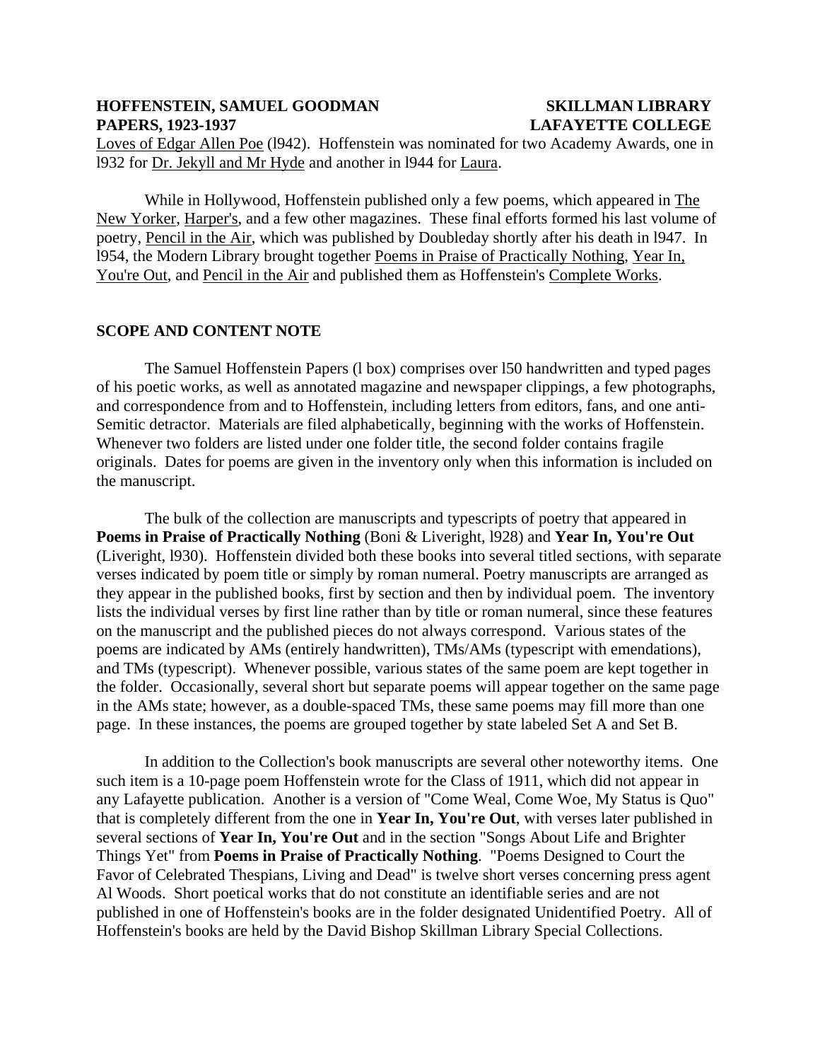Loves of Edgar Allen Poe (l942). Hoffenstein was nominated for two Academy Awards, one in l932 for Dr. Jekyll and Mr Hyde and another in l944 for Laura.

While in Hollywood, Hoffenstein published only a few poems, which appeared in The New Yorker, Harper's, and a few other magazines. These final efforts formed his last volume of poetry, Pencil in the Air, which was published by Doubleday shortly after his death in l947. In l954, the Modern Library brought together Poems in Praise of Practically Nothing, Year In, You're Out, and Pencil in the Air and published them as Hoffenstein's Complete Works.

## SCOPE AND CONTENT NOTE

The Samuel Hoffenstein Papers (l box) comprises over l50 handwritten and typed pages of his poetic works, as well as annotated magazine and newspaper clippings, a few photographs, and correspondence from and to Hoffenstein, including letters from editors, fans, and one anti-Semitic detractor. Materials are filed alphabetically, beginning with the works of Hoffenstein. Whenever two folders are listed under one folder title, the second folder contains fragile originals. Dates for poems are given in the inventory only when this information is included on the manuscript.

The bulk of the collection are manuscripts and typescripts of poetry that appeared in **Poems in Praise of Practically Nothing** (Boni & Liveright, l928) and **Year In, You're Out** (Liveright, l930). Hoffenstein divided both these books into several titled sections, with separate verses indicated by poem title or simply by roman numeral. Poetry manuscripts are arranged as they appear in the published books, first by section and then by individual poem. The inventory lists the individual verses by first line rather than by title or roman numeral, since these features on the manuscript and the published pieces do not always correspond. Various states of the poems are indicated by AMs (entirely handwritten), TMs/AMs (typescript with emendations), and TMs (typescript). Whenever possible, various states of the same poem are kept together in the folder. Occasionally, several short but separate poems will appear together on the same page in the AMs state; however, as a double-spaced TMs, these same poems may fill more than one page. In these instances, the poems are grouped together by state labeled Set A and Set B.

In addition to the Collection's book manuscripts are several other noteworthy items. One such item is a 10-page poem Hoffenstein wrote for the Class of 1911, which did not appear in any Lafayette publication. Another is a version of "Come Weal, Come Woe, My Status is Quo" that is completely different from the one in **Year In, You're Out**, with verses later published in several sections of **Year In, You're Out** and in the section "Songs About Life and Brighter Things Yet" from **Poems in Praise of Practically Nothing**. "Poems Designed to Court the Favor of Celebrated Thespians, Living and Dead" is twelve short verses concerning press agent Al Woods. Short poetical works that do not constitute an identifiable series and are not published in one of Hoffenstein's books are in the folder designated Unidentified Poetry. All of Hoffenstein's books are held by the David Bishop Skillman Library Special Collections.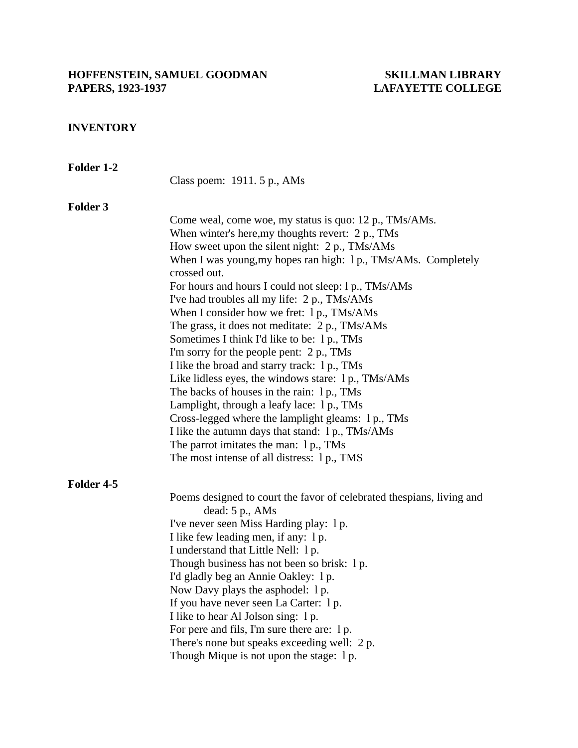**HOFFENSTEIN, SAMUEL GOODMAN**
**PAPERS, 1923-1937**

**SKILLMAN LIBRARY**
**LAFAYETTE COLLEGE**

## INVENTORY

**Folder 1-2**

Class poem: 1911. 5 p., AMs

**Folder 3**

Come weal, come woe, my status is quo: 12 p., TMs/AMs.
When winter's here,my thoughts revert: 2 p., TMs
How sweet upon the silent night: 2 p., TMs/AMs
When I was young,my hopes ran high: l p., TMs/AMs. Completely crossed out.
For hours and hours I could not sleep: l p., TMs/AMs
I've had troubles all my life: 2 p., TMs/AMs
When I consider how we fret: l p., TMs/AMs
The grass, it does not meditate: 2 p., TMs/AMs
Sometimes I think I'd like to be: l p., TMs
I'm sorry for the people pent: 2 p., TMs
I like the broad and starry track: l p., TMs
Like lidless eyes, the windows stare: l p., TMs/AMs
The backs of houses in the rain: l p., TMs
Lamplight, through a leafy lace: l p., TMs
Cross-legged where the lamplight gleams: l p., TMs
I like the autumn days that stand: l p., TMs/AMs
The parrot imitates the man: l p., TMs
The most intense of all distress: l p., TMS

**Folder 4-5**

Poems designed to court the favor of celebrated thespians, living and dead: 5 p., AMs
I've never seen Miss Harding play: l p.
I like few leading men, if any: l p.
I understand that Little Nell: l p.
Though business has not been so brisk: l p.
I'd gladly beg an Annie Oakley: l p.
Now Davy plays the asphodel: l p.
If you have never seen La Carter: l p.
I like to hear Al Jolson sing: l p.
For pere and fils, I'm sure there are: l p.
There's none but speaks exceeding well: 2 p.
Though Mique is not upon the stage: l p.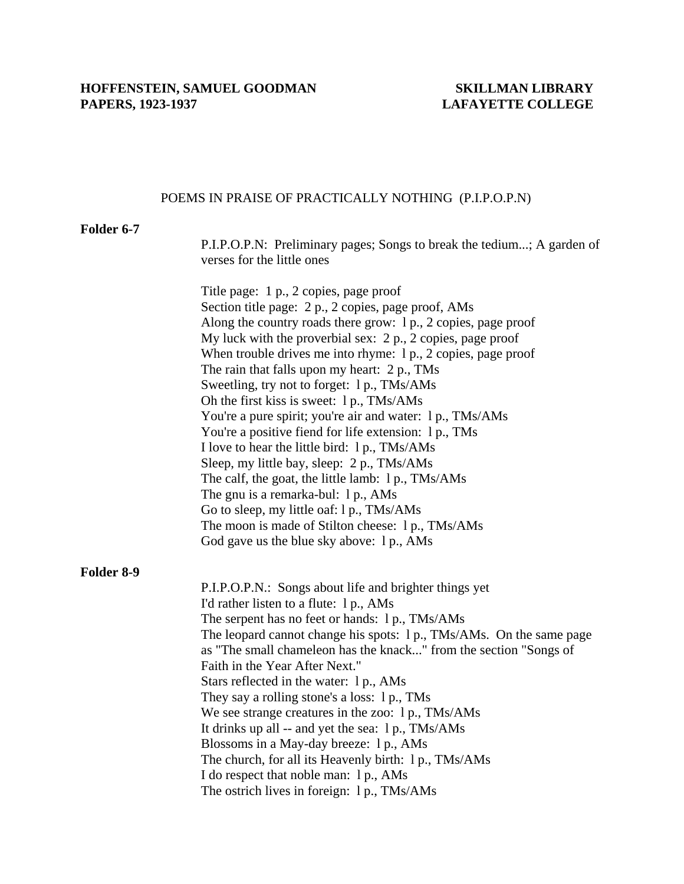**HOFFENSTEIN, SAMUEL GOODMAN**
**PAPERS, 1923-1937**

**SKILLMAN LIBRARY**
**LAFAYETTE COLLEGE**

POEMS IN PRAISE OF PRACTICALLY NOTHING (P.I.P.O.P.N)

**Folder 6-7**

P.I.P.O.P.N: Preliminary pages; Songs to break the tedium...; A garden of verses for the little ones

Title page: 1 p., 2 copies, page proof
Section title page: 2 p., 2 copies, page proof, AMs
Along the country roads there grow: l p., 2 copies, page proof
My luck with the proverbial sex: 2 p., 2 copies, page proof
When trouble drives me into rhyme: l p., 2 copies, page proof
The rain that falls upon my heart: 2 p., TMs
Sweetling, try not to forget: l p., TMs/AMs
Oh the first kiss is sweet: l p., TMs/AMs
You're a pure spirit; you're air and water: l p., TMs/AMs
You're a positive fiend for life extension: l p., TMs
I love to hear the little bird: l p., TMs/AMs
Sleep, my little bay, sleep: 2 p., TMs/AMs
The calf, the goat, the little lamb: l p., TMs/AMs
The gnu is a remarka-bul: l p., AMs
Go to sleep, my little oaf: l p., TMs/AMs
The moon is made of Stilton cheese: l p., TMs/AMs
God gave us the blue sky above: l p., AMs

**Folder 8-9**

P.I.P.O.P.N.: Songs about life and brighter things yet
I'd rather listen to a flute: l p., AMs
The serpent has no feet or hands: l p., TMs/AMs
The leopard cannot change his spots: l p., TMs/AMs. On the same page as "The small chameleon has the knack..." from the section "Songs of Faith in the Year After Next."
Stars reflected in the water: l p., AMs
They say a rolling stone's a loss: l p., TMs
We see strange creatures in the zoo: l p., TMs/AMs
It drinks up all -- and yet the sea: l p., TMs/AMs
Blossoms in a May-day breeze: l p., AMs
The church, for all its Heavenly birth: l p., TMs/AMs
I do respect that noble man: l p., AMs
The ostrich lives in foreign: l p., TMs/AMs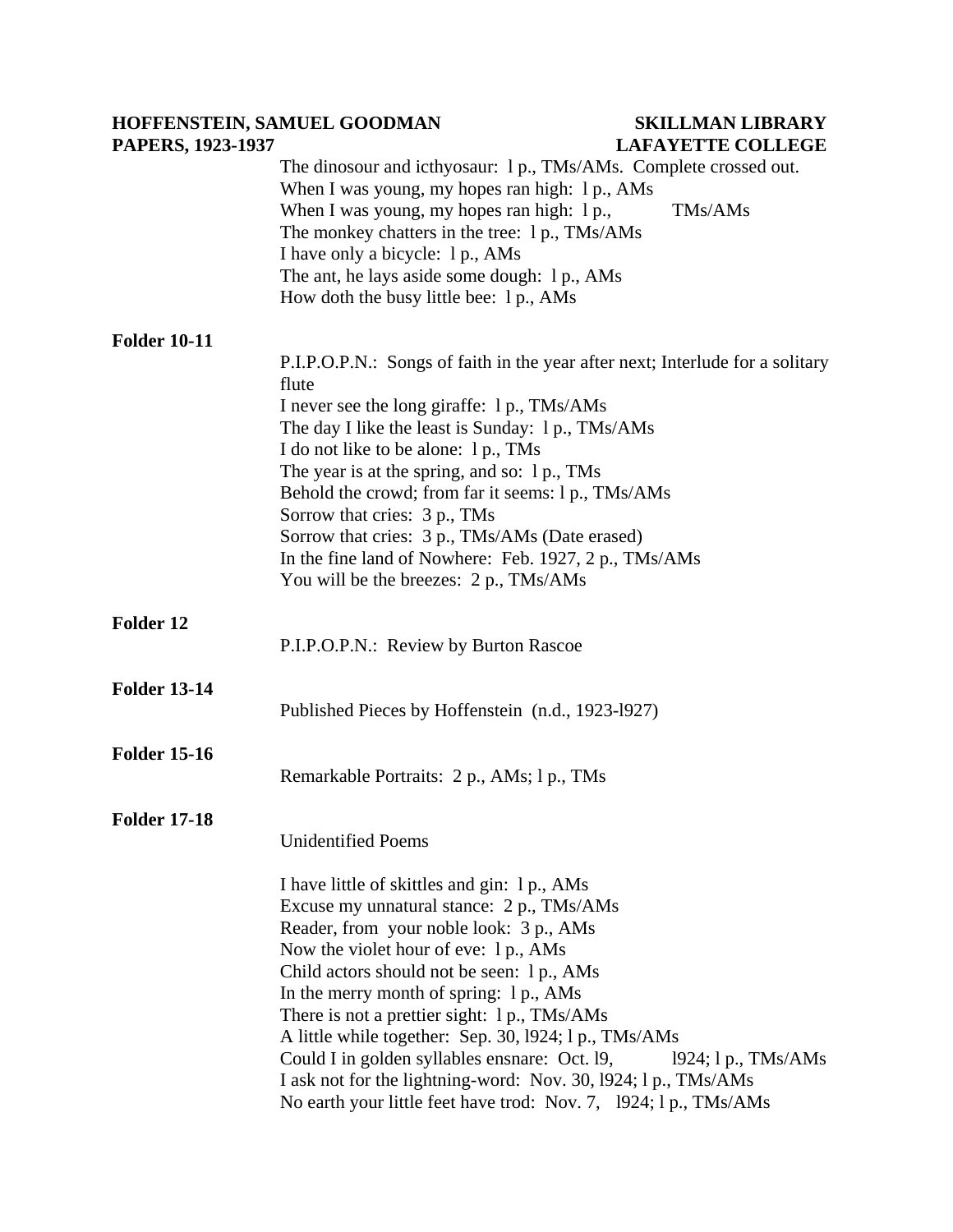The dinosour and icthyosaur: l p., TMs/AMs. Complete crossed out.
When I was young, my hopes ran high: l p., AMs
When I was young, my hopes ran high: l p., TMs/AMs
The monkey chatters in the tree: l p., TMs/AMs
I have only a bicycle: l p., AMs
The ant, he lays aside some dough: l p., AMs
How doth the busy little bee: l p., AMs

**Folder 10-11**

P.I.P.O.P.N.: Songs of faith in the year after next; Interlude for a solitary flute
I never see the long giraffe: l p., TMs/AMs
The day I like the least is Sunday: l p., TMs/AMs
I do not like to be alone: l p., TMs
The year is at the spring, and so: l p., TMs
Behold the crowd; from far it seems: l p., TMs/AMs
Sorrow that cries: 3 p., TMs
Sorrow that cries: 3 p., TMs/AMs (Date erased)
In the fine land of Nowhere: Feb. 1927, 2 p., TMs/AMs
You will be the breezes: 2 p., TMs/AMs

**Folder 12**

P.I.P.O.P.N.: Review by Burton Rascoe

**Folder 13-14**

Published Pieces by Hoffenstein (n.d., 1923-l927)

**Folder 15-16**

Remarkable Portraits: 2 p., AMs; l p., TMs

**Folder 17-18**

Unidentified Poems

I have little of skittles and gin: l p., AMs
Excuse my unnatural stance: 2 p., TMs/AMs
Reader, from your noble look: 3 p., AMs
Now the violet hour of eve: l p., AMs
Child actors should not be seen: l p., AMs
In the merry month of spring: l p., AMs
There is not a prettier sight: l p., TMs/AMs
A little while together: Sep. 30, l924; l p., TMs/AMs
Could I in golden syllables ensnare: Oct. l9, l924; l p., TMs/AMs
I ask not for the lightning-word: Nov. 30, l924; l p., TMs/AMs
No earth your little feet have trod: Nov. 7, l924; l p., TMs/AMs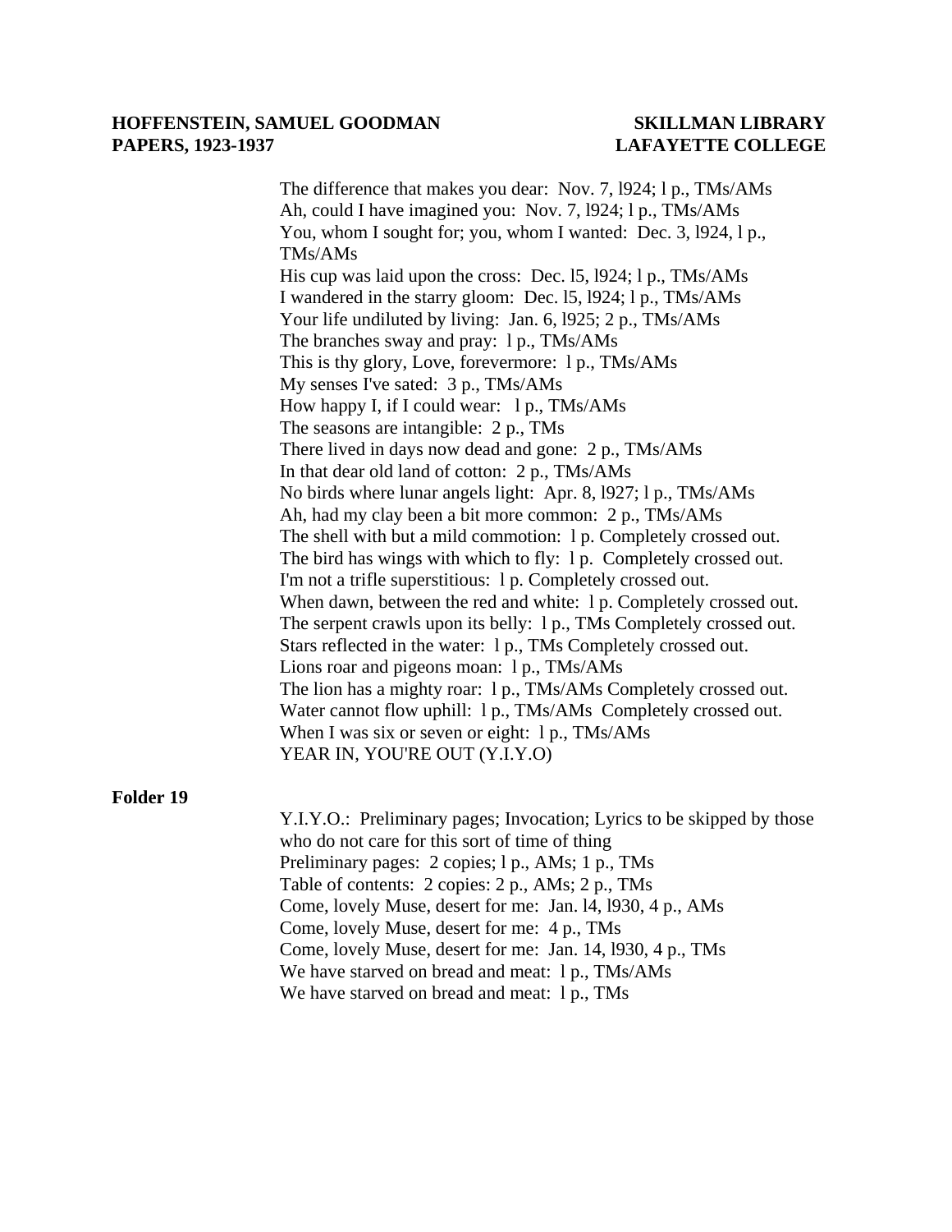The difference that makes you dear: Nov. 7, l924; l p., TMs/AMs
Ah, could I have imagined you: Nov. 7, l924; l p., TMs/AMs
You, whom I sought for; you, whom I wanted: Dec. 3, l924, l p., TMs/AMs
His cup was laid upon the cross: Dec. l5, l924; l p., TMs/AMs
I wandered in the starry gloom: Dec. l5, l924; l p., TMs/AMs
Your life undiluted by living: Jan. 6, l925; 2 p., TMs/AMs
The branches sway and pray: l p., TMs/AMs
This is thy glory, Love, forevermore: l p., TMs/AMs
My senses I've sated: 3 p., TMs/AMs
How happy I, if I could wear: l p., TMs/AMs
The seasons are intangible: 2 p., TMs
There lived in days now dead and gone: 2 p., TMs/AMs
In that dear old land of cotton: 2 p., TMs/AMs
No birds where lunar angels light: Apr. 8, l927; l p., TMs/AMs
Ah, had my clay been a bit more common: 2 p., TMs/AMs
The shell with but a mild commotion: l p. Completely crossed out.
The bird has wings with which to fly: l p. Completely crossed out.
I'm not a trifle superstitious: l p. Completely crossed out.
When dawn, between the red and white: l p. Completely crossed out.
The serpent crawls upon its belly: l p., TMs Completely crossed out.
Stars reflected in the water: l p., TMs Completely crossed out.
Lions roar and pigeons moan: l p., TMs/AMs
The lion has a mighty roar: l p., TMs/AMs Completely crossed out.
Water cannot flow uphill: l p., TMs/AMs Completely crossed out.
When I was six or seven or eight: l p., TMs/AMs
YEAR IN, YOU'RE OUT (Y.I.Y.O)

**Folder 19**

Y.I.Y.O.: Preliminary pages; Invocation; Lyrics to be skipped by those who do not care for this sort of time of thing
Preliminary pages: 2 copies; l p., AMs; 1 p., TMs
Table of contents: 2 copies: 2 p., AMs; 2 p., TMs
Come, lovely Muse, desert for me: Jan. l4, l930, 4 p., AMs
Come, lovely Muse, desert for me: 4 p., TMs
Come, lovely Muse, desert for me: Jan. 14, l930, 4 p., TMs
We have starved on bread and meat: l p., TMs/AMs
We have starved on bread and meat: l p., TMs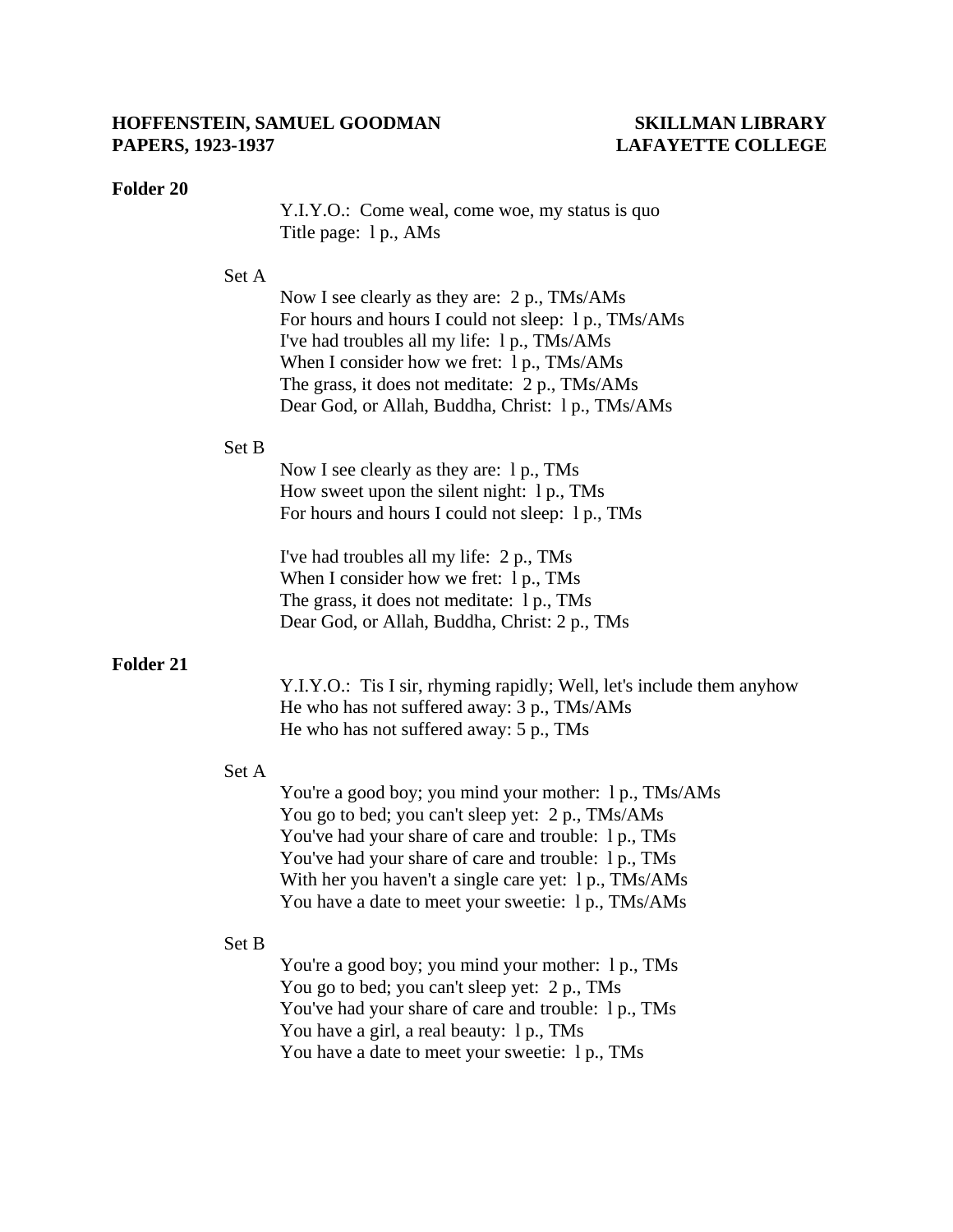**Folder 20**

Y.I.Y.O.: Come weal, come woe, my status is quo
Title page: l p., AMs

Set A

Now I see clearly as they are: 2 p., TMs/AMs
For hours and hours I could not sleep: l p., TMs/AMs
I've had troubles all my life: l p., TMs/AMs
When I consider how we fret: l p., TMs/AMs
The grass, it does not meditate: 2 p., TMs/AMs
Dear God, or Allah, Buddha, Christ: l p., TMs/AMs

Set B

Now I see clearly as they are: l p., TMs
How sweet upon the silent night: l p., TMs
For hours and hours I could not sleep: l p., TMs

I've had troubles all my life: 2 p., TMs
When I consider how we fret: l p., TMs
The grass, it does not meditate: l p., TMs
Dear God, or Allah, Buddha, Christ: 2 p., TMs

**Folder 21**

Y.I.Y.O.: Tis I sir, rhyming rapidly; Well, let's include them anyhow
He who has not suffered away: 3 p., TMs/AMs
He who has not suffered away: 5 p., TMs

Set A

You're a good boy; you mind your mother: l p., TMs/AMs
You go to bed; you can't sleep yet: 2 p., TMs/AMs
You've had your share of care and trouble: l p., TMs
You've had your share of care and trouble: l p., TMs
With her you haven't a single care yet: l p., TMs/AMs
You have a date to meet your sweetie: l p., TMs/AMs

Set B

You're a good boy; you mind your mother: l p., TMs
You go to bed; you can't sleep yet: 2 p., TMs
You've had your share of care and trouble: l p., TMs
You have a girl, a real beauty: l p., TMs
You have a date to meet your sweetie: l p., TMs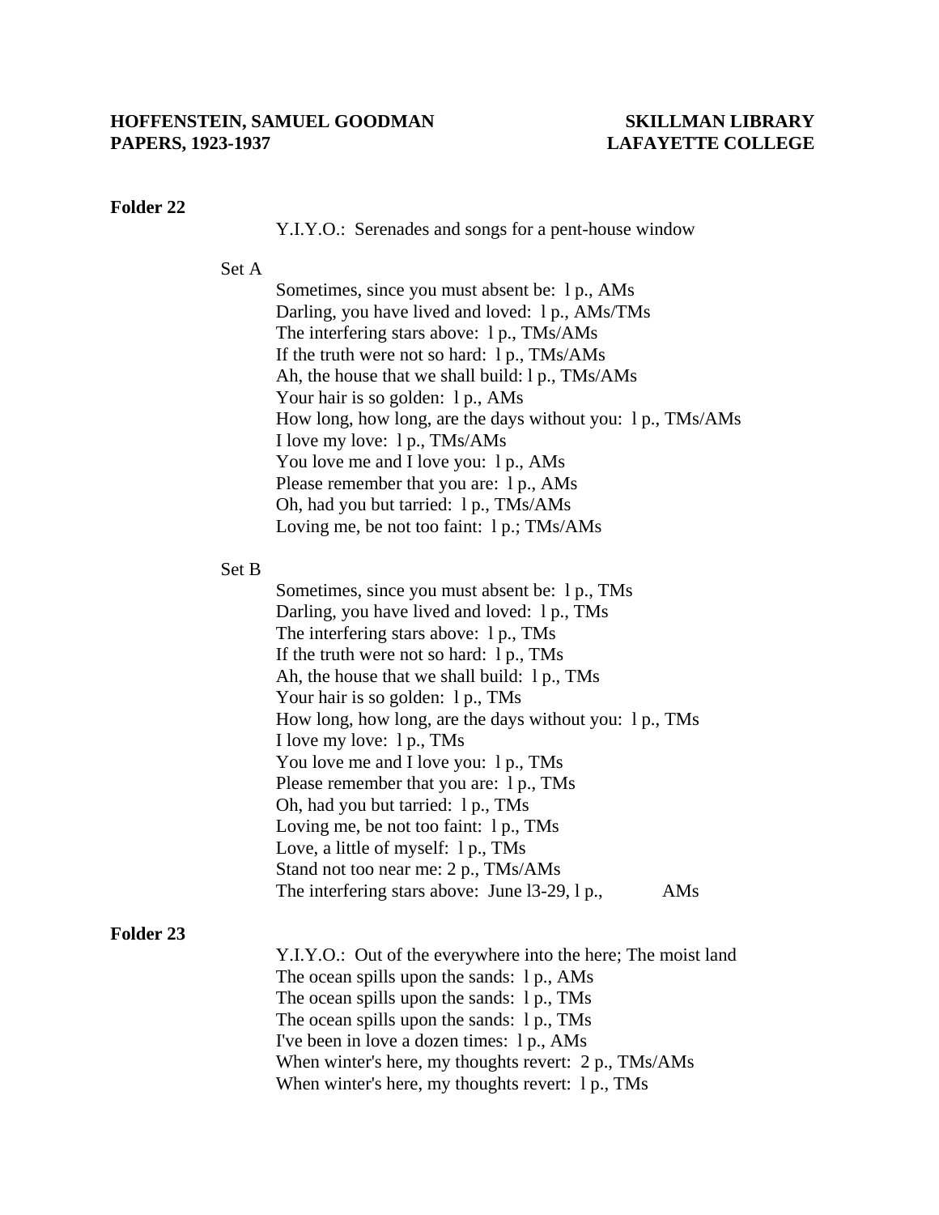**Folder 22**

Y.I.Y.O.: Serenades and songs for a pent-house window

Set A

Sometimes, since you must absent be: l p., AMs
Darling, you have lived and loved: l p., AMs/TMs
The interfering stars above: l p., TMs/AMs
If the truth were not so hard: l p., TMs/AMs
Ah, the house that we shall build: l p., TMs/AMs
Your hair is so golden: l p., AMs
How long, how long, are the days without you: l p., TMs/AMs
I love my love: l p., TMs/AMs
You love me and I love you: l p., AMs
Please remember that you are: l p., AMs
Oh, had you but tarried: l p., TMs/AMs
Loving me, be not too faint: l p.; TMs/AMs

Set B

Sometimes, since you must absent be: l p., TMs
Darling, you have lived and loved: l p., TMs
The interfering stars above: l p., TMs
If the truth were not so hard: l p., TMs
Ah, the house that we shall build: l p., TMs
Your hair is so golden: l p., TMs
How long, how long, are the days without you: l p., TMs
I love my love: l p., TMs
You love me and I love you: l p., TMs
Please remember that you are: l p., TMs
Oh, had you but tarried: l p., TMs
Loving me, be not too faint: l p., TMs
Love, a little of myself: l p., TMs
Stand not too near me: 2 p., TMs/AMs
The interfering stars above: June l3-29, l p., AMs

**Folder 23**

Y.I.Y.O.: Out of the everywhere into the here; The moist land
The ocean spills upon the sands: l p., AMs
The ocean spills upon the sands: l p., TMs
The ocean spills upon the sands: l p., TMs
I've been in love a dozen times: l p., AMs
When winter's here, my thoughts revert: 2 p., TMs/AMs
When winter's here, my thoughts revert: l p., TMs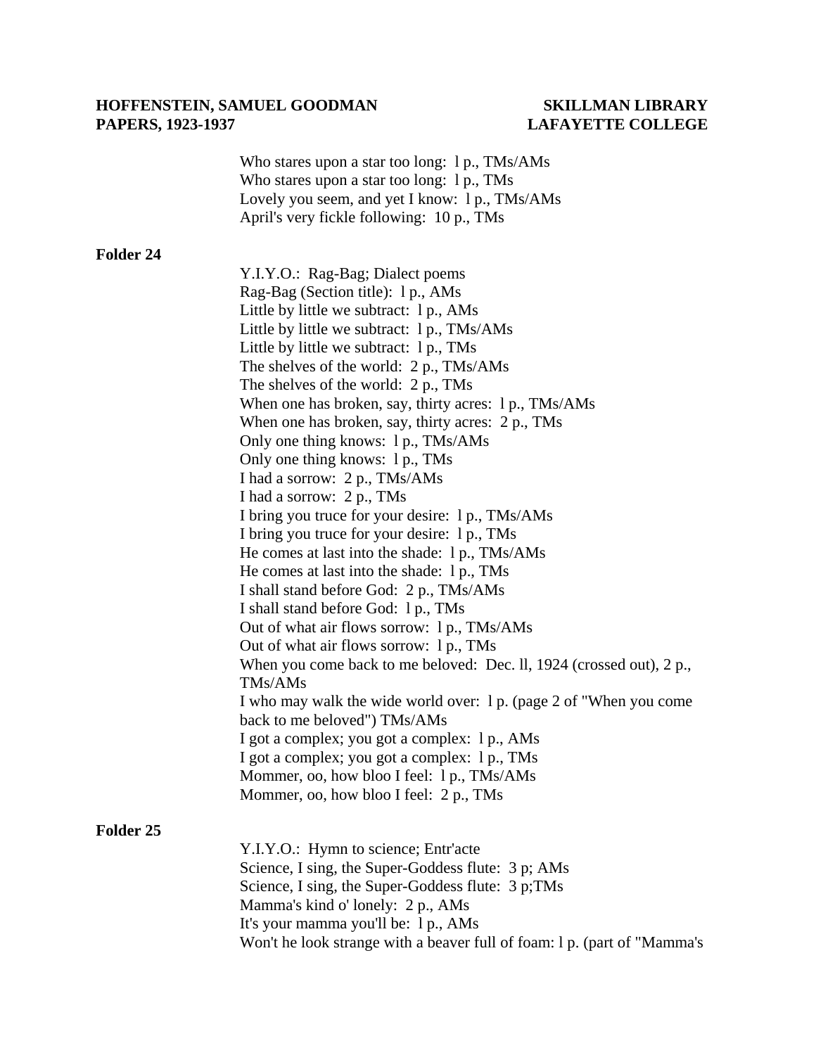Who stares upon a star too long: l p., TMs/AMs
Who stares upon a star too long: l p., TMs
Lovely you seem, and yet I know: l p., TMs/AMs
April's very fickle following: 10 p., TMs

**Folder 24**

Y.I.Y.O.: Rag-Bag; Dialect poems
Rag-Bag (Section title): l p., AMs
Little by little we subtract: l p., AMs
Little by little we subtract: l p., TMs/AMs
Little by little we subtract: l p., TMs
The shelves of the world: 2 p., TMs/AMs
The shelves of the world: 2 p., TMs
When one has broken, say, thirty acres: l p., TMs/AMs
When one has broken, say, thirty acres: 2 p., TMs
Only one thing knows: l p., TMs/AMs
Only one thing knows: l p., TMs
I had a sorrow: 2 p., TMs/AMs
I had a sorrow: 2 p., TMs
I bring you truce for your desire: l p., TMs/AMs
I bring you truce for your desire: l p., TMs
He comes at last into the shade: l p., TMs/AMs
He comes at last into the shade: l p., TMs
I shall stand before God: 2 p., TMs/AMs
I shall stand before God: l p., TMs
Out of what air flows sorrow: l p., TMs/AMs
Out of what air flows sorrow: l p., TMs
When you come back to me beloved: Dec. ll, 1924 (crossed out), 2 p., TMs/AMs
I who may walk the wide world over: l p. (page 2 of "When you come back to me beloved") TMs/AMs
I got a complex; you got a complex: l p., AMs
I got a complex; you got a complex: l p., TMs
Mommer, oo, how bloo I feel: l p., TMs/AMs
Mommer, oo, how bloo I feel: 2 p., TMs

**Folder 25**

Y.I.Y.O.: Hymn to science; Entr'acte
Science, I sing, the Super-Goddess flute: 3 p; AMs
Science, I sing, the Super-Goddess flute: 3 p;TMs
Mamma's kind o' lonely: 2 p., AMs
It's your mamma you'll be: l p., AMs
Won't he look strange with a beaver full of foam: l p. (part of "Mamma's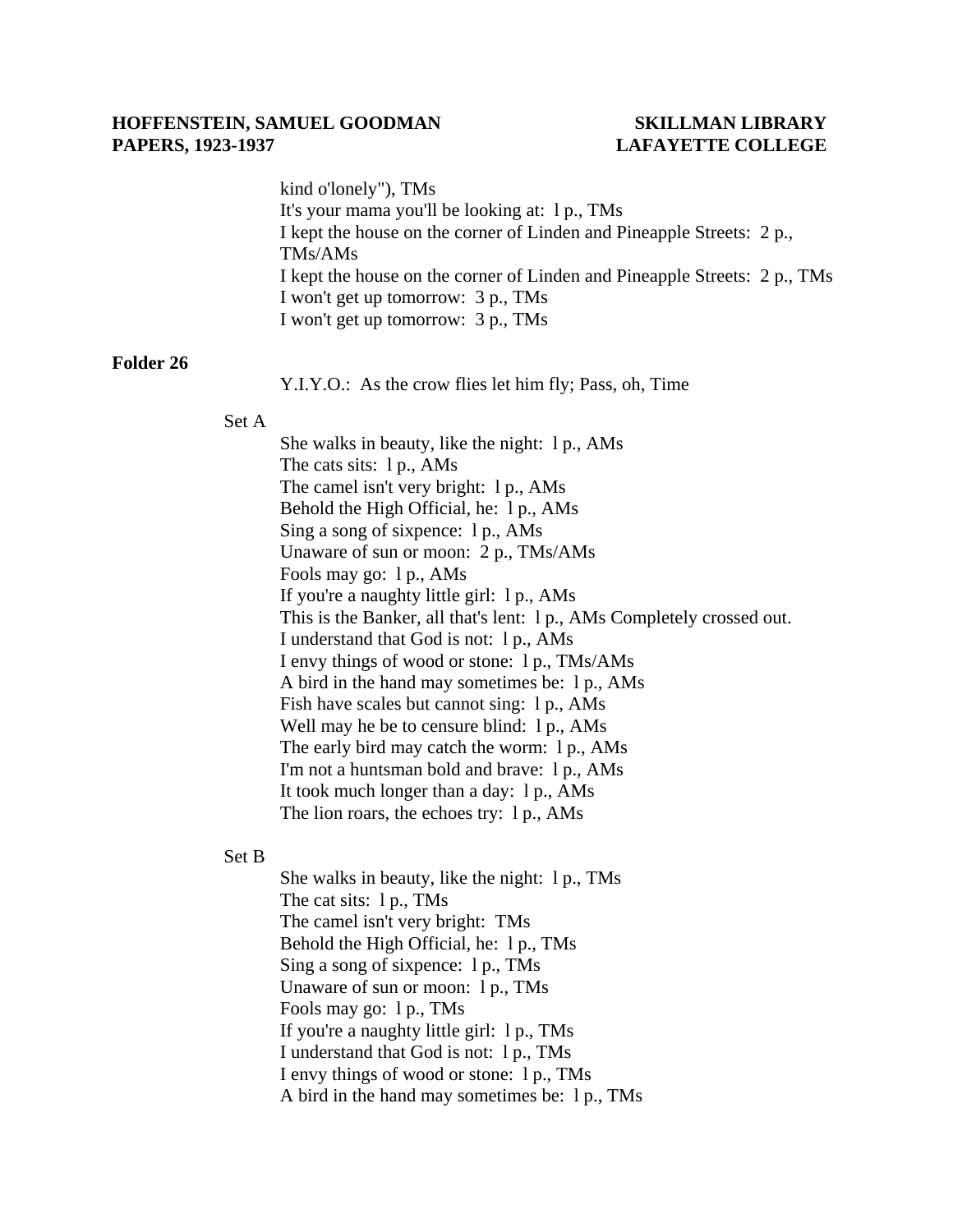kind o'lonely"), TMs
It's your mama you'll be looking at: l p., TMs
I kept the house on the corner of Linden and Pineapple Streets: 2 p., TMs/AMs
I kept the house on the corner of Linden and Pineapple Streets: 2 p., TMs
I won't get up tomorrow: 3 p., TMs
I won't get up tomorrow: 3 p., TMs

**Folder 26**

Y.I.Y.O.: As the crow flies let him fly; Pass, oh, Time

Set A

She walks in beauty, like the night: l p., AMs
The cats sits: l p., AMs
The camel isn't very bright: l p., AMs
Behold the High Official, he: l p., AMs
Sing a song of sixpence: l p., AMs
Unaware of sun or moon: 2 p., TMs/AMs
Fools may go: l p., AMs
If you're a naughty little girl: l p., AMs
This is the Banker, all that's lent: l p., AMs Completely crossed out.
I understand that God is not: l p., AMs
I envy things of wood or stone: l p., TMs/AMs
A bird in the hand may sometimes be: l p., AMs
Fish have scales but cannot sing: l p., AMs
Well may he be to censure blind: l p., AMs
The early bird may catch the worm: l p., AMs
I'm not a huntsman bold and brave: l p., AMs
It took much longer than a day: l p., AMs
The lion roars, the echoes try: l p., AMs

Set B

She walks in beauty, like the night: l p., TMs
The cat sits: l p., TMs
The camel isn't very bright: TMs
Behold the High Official, he: l p., TMs
Sing a song of sixpence: l p., TMs
Unaware of sun or moon: l p., TMs
Fools may go: l p., TMs
If you're a naughty little girl: l p., TMs
I understand that God is not: l p., TMs
I envy things of wood or stone: l p., TMs
A bird in the hand may sometimes be: l p., TMs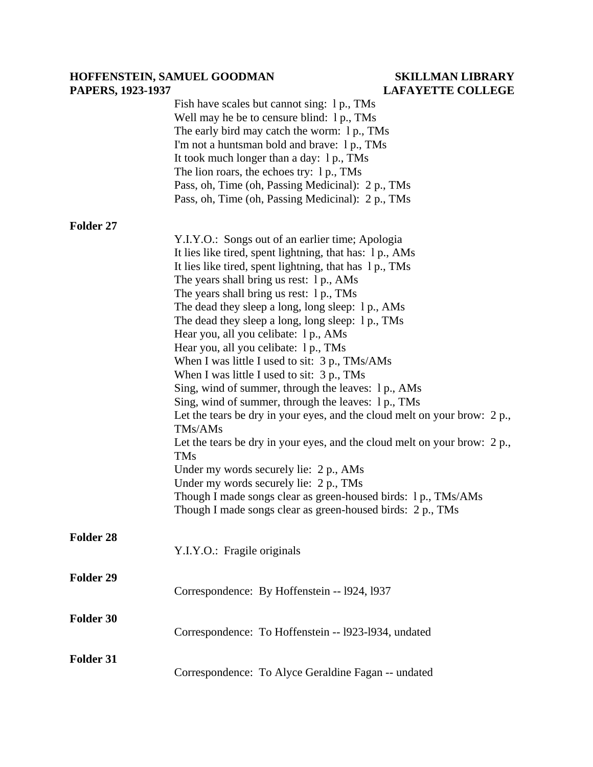Fish have scales but cannot sing: l p., TMs
Well may he be to censure blind: l p., TMs
The early bird may catch the worm: l p., TMs
I'm not a huntsman bold and brave: l p., TMs
It took much longer than a day: l p., TMs
The lion roars, the echoes try: l p., TMs
Pass, oh, Time (oh, Passing Medicinal): 2 p., TMs
Pass, oh, Time (oh, Passing Medicinal): 2 p., TMs

**Folder 27**

Y.I.Y.O.: Songs out of an earlier time; Apologia
It lies like tired, spent lightning, that has: l p., AMs
It lies like tired, spent lightning, that has l p., TMs
The years shall bring us rest: l p., AMs
The years shall bring us rest: l p., TMs
The dead they sleep a long, long sleep: l p., AMs
The dead they sleep a long, long sleep: l p., TMs
Hear you, all you celibate: l p., AMs
Hear you, all you celibate: l p., TMs
When I was little I used to sit: 3 p., TMs/AMs
When I was little I used to sit: 3 p., TMs
Sing, wind of summer, through the leaves: l p., AMs
Sing, wind of summer, through the leaves: l p., TMs
Let the tears be dry in your eyes, and the cloud melt on your brow: 2 p., TMs/AMs
Let the tears be dry in your eyes, and the cloud melt on your brow: 2 p., TMs
Under my words securely lie: 2 p., AMs
Under my words securely lie: 2 p., TMs
Though I made songs clear as green-housed birds: l p., TMs/AMs
Though I made songs clear as green-housed birds: 2 p., TMs

**Folder 28**

Y.I.Y.O.: Fragile originals

**Folder 29**

Correspondence: By Hoffenstein -- l924, l937

**Folder 30**

Correspondence: To Hoffenstein -- l923-l934, undated

**Folder 31**

Correspondence: To Alyce Geraldine Fagan -- undated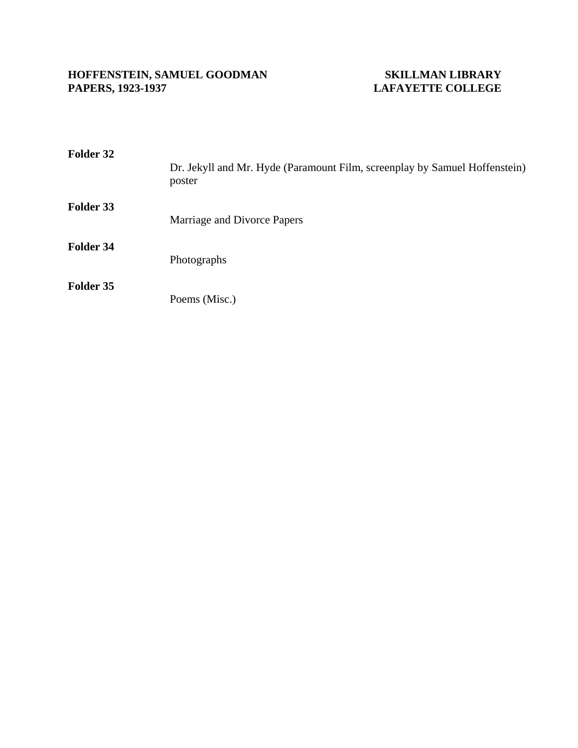**Folder 32**

Dr. Jekyll and Mr. Hyde (Paramount Film, screenplay by Samuel Hoffenstein) poster

**Folder 33**

Marriage and Divorce Papers

**Folder 34**

Photographs

**Folder 35**

Poems (Misc.)